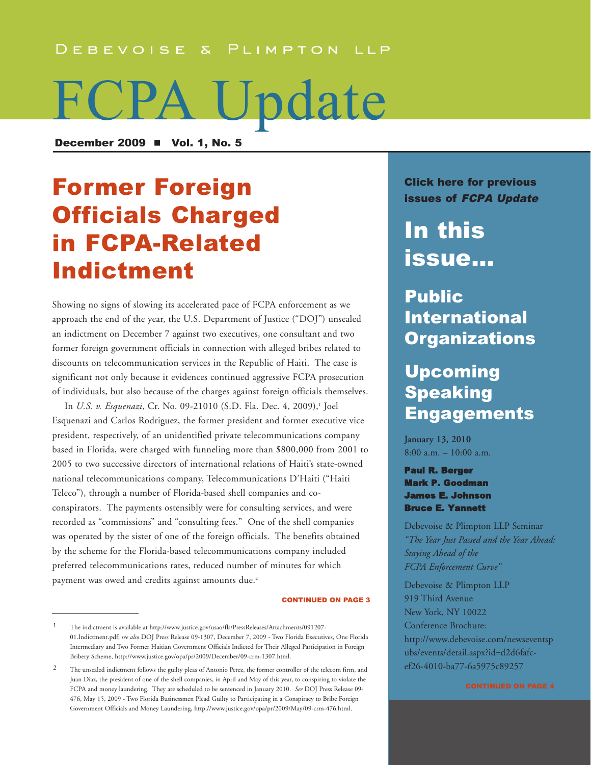DEBEVOISE & PLIMPTON LLP

# FCPA Update

**December 2009 ■ Vol. 1, No. 5**

## Former Foreign Officials Charged in FCPA-Related Indictment

Showing no signs of slowing its accelerated pace of FCPA enforcement as we approach the end of the year, the U.S. Department of Justice ("DOJ") unsealed an indictment on December 7 against two executives, one consultant and two former foreign government officials in connection with alleged bribes related to discounts on telecommunication services in the Republic of Haiti. The case is significant not only because it evidences continued aggressive FCPA prosecution of individuals, but also because of the charges against foreign officials themselves.

In *U.S. v. Esquenazi*, Cr. No. 09-21010 (S.D. Fla. Dec. 4, 2009),[1] Joel Esquenazi and Carlos Rodriguez, the former president and former executive vice president, respectively, of an unidentified private telecommunications company based in Florida, were charged with funneling more than $800,000 from 2001 to 2005 to two successive directors of international relations of Haiti's state-owned national telecommunications company, Telecommunications D'Haiti ("Haiti Teleco"), through a number of Florida-based shell companies and co-conspirators. The payments ostensibly were for consulting services, and were recorded as "commissions" and "consulting fees." One of the shell companies was operated by the sister of one of the foreign officials. The benefits obtained by the scheme for the Florida-based telecommunications company included preferred telecommunications rates, reduced number of minutes for which payment was owed and credits against amounts due.[2]

**CONTINUED ON PAGE 3**

---

1 The indictment is available at http://www.justice.gov/usao/fls/PressReleases/Attachments/091207-01.Indictment.pdf; *see also* DOJ Press Release 09-1307, December 7, 2009 - Two Florida Executives, One Florida Intermediary and Two Former Haitian Government Officials Indicted for Their Alleged Participation in Foreign Bribery Scheme, http://www.justice.gov/opa/pr/2009/December/09-crm-1307.html.

2 The unsealed indictment follows the guilty pleas of Antonio Perez, the former controller of the telecom firm, and Juan Diaz, the president of one of the shell companies, in April and May of this year, to conspiring to violate the FCPA and money laundering. They are scheduled to be sentenced in January 2010. *See* DOJ Press Release 09-476, May 15, 2009 - Two Florida Businessmen Plead Guilty to Participating in a Conspiracy to Bribe Foreign Government Officials and Money Laundering, http://www.justice.gov/opa/pr/2009/May/09-crm-476.html.

---

**Click here for previous issues of *FCPA Update***

## In this issue...

### Public International Organizations

### Upcoming Speaking Engagements

**January 13, 2010**
8:00 a.m. – 10:00 a.m.

**Paul R. Berger**
**Mark P. Goodman**
**James E. Johnson**
**Bruce E. Yannett**

Debevoise & Plimpton LLP Seminar
*"The Year Just Passed and the Year Ahead: Staying Ahead of the FCPA Enforcement Curve"*

Debevoise & Plimpton LLP
919 Third Avenue
New York, NY 10022
Conference Brochure:
http://www.debevoise.com/newseventspubs/events/detail.aspx?id=d2d6fafc-ef26-4010-ba77-6a5975c89257

**CONTINUED ON PAGE 4**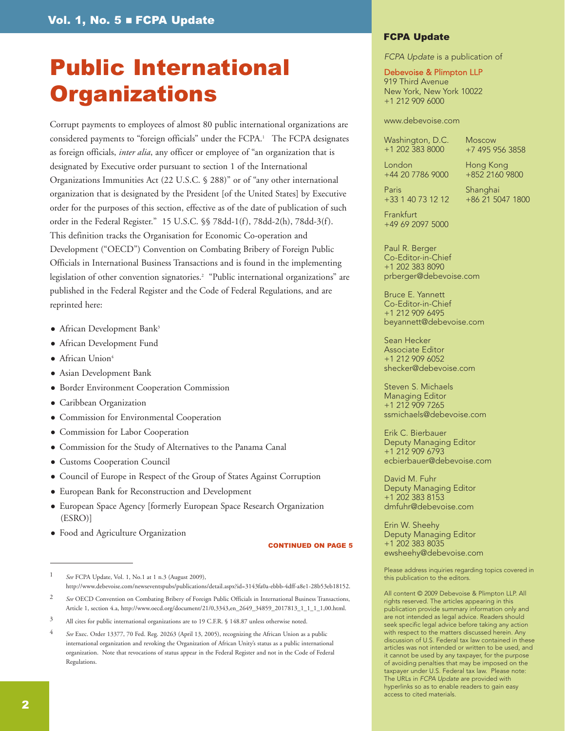# Public International Organizations

Corrupt payments to employees of almost 80 public international organizations are considered payments to "foreign officials" under the FCPA.[1] The FCPA designates as foreign officials, *inter alia*, any officer or employee of "an organization that is designated by Executive order pursuant to section 1 of the International Organizations Immunities Act (22 U.S.C. § 288)" or of "any other international organization that is designated by the President [of the United States] by Executive order for the purposes of this section, effective as of the date of publication of such order in the Federal Register." 15 U.S.C. §§ 78dd-1(f), 78dd-2(h), 78dd-3(f). This definition tracks the Organisation for Economic Co-operation and Development ("OECD") Convention on Combating Bribery of Foreign Public Officials in International Business Transactions and is found in the implementing legislation of other convention signatories.[2] "Public international organizations" are published in the Federal Register and the Code of Federal Regulations, and are reprinted here:

- African Development Bank[3]
- African Development Fund
- African Union[4]
- Asian Development Bank
- Border Environment Cooperation Commission
- Caribbean Organization
- Commission for Environmental Cooperation
- Commission for Labor Cooperation
- Commission for the Study of Alternatives to the Panama Canal
- Customs Cooperation Council
- Council of Europe in Respect of the Group of States Against Corruption
- European Bank for Reconstruction and Development
- European Space Agency [formerly European Space Research Organization (ESRO)]
- Food and Agriculture Organization

**CONTINUED ON PAGE 5**

---

1 *See* FCPA Update, Vol. 1, No.1 at 1 n.3 (August 2009), http://www.debevoise.com/newseventspubs/publications/detail.aspx?id=3143fa0a-ebbb-4dff-a8e1-28b53eb18152.

2 *See* OECD Convention on Combating Bribery of Foreign Public Officials in International Business Transactions, Article 1, section 4.a, http://www.oecd.org/document/21/0,3343,en_2649_34859_2017813_1_1_1_1,00.html.

3 All cites for public international organizations are to 19 C.F.R. § 148.87 unless otherwise noted.

4 *See* Exec. Order 13377, 70 Fed. Reg. 20263 (April 13, 2005), recognizing the African Union as a public international organization and revoking the Organization of African Unity's status as a public international organization. Note that revocations of status appear in the Federal Register and not in the Code of Federal Regulations.

---

**FCPA Update**

*FCPA Update* is a publication of

Debevoise & Plimpton LLP
919 Third Avenue
New York, New York 10022
+1 212 909 6000

www.debevoise.com

Washington, D.C.
+1 202 383 8000

Moscow
+7 495 956 3858

London
+44 20 7786 9000

Hong Kong
+852 2160 9800

Paris
+33 1 40 73 12 12

Shanghai
+86 21 5047 1800

Frankfurt
+49 69 2097 5000

Paul R. Berger
Co-Editor-in-Chief
+1 202 383 8090
prberger@debevoise.com

Bruce E. Yannett
Co-Editor-in-Chief
+1 212 909 6495
beyannett@debevoise.com

Sean Hecker
Associate Editor
+1 212 909 6052
shecker@debevoise.com

Steven S. Michaels
Managing Editor
+1 212 909 7265
ssmichaels@debevoise.com

Erik C. Bierbauer
Deputy Managing Editor
+1 212 909 6793
ecbierbauer@debevoise.com

David M. Fuhr
Deputy Managing Editor
+1 202 383 8153
dmfuhr@debevoise.com

Erin W. Sheehy
Deputy Managing Editor
+1 202 383 8035
ewsheehy@debevoise.com

Please address inquiries regarding topics covered in this publication to the editors.

All content © 2009 Debevoise & Plimpton LLP. All rights reserved. The articles appearing in this publication provide summary information only and are not intended as legal advice. Readers should seek specific legal advice before taking any action with respect to the matters discussed herein. Any discussion of U.S. Federal tax law contained in these articles was not intended or written to be used, and it cannot be used by any taxpayer, for the purpose of avoiding penalties that may be imposed on the taxpayer under U.S. Federal tax law. Please note: The URLs in *FCPA Update* are provided with hyperlinks so as to enable readers to gain easy access to cited materials.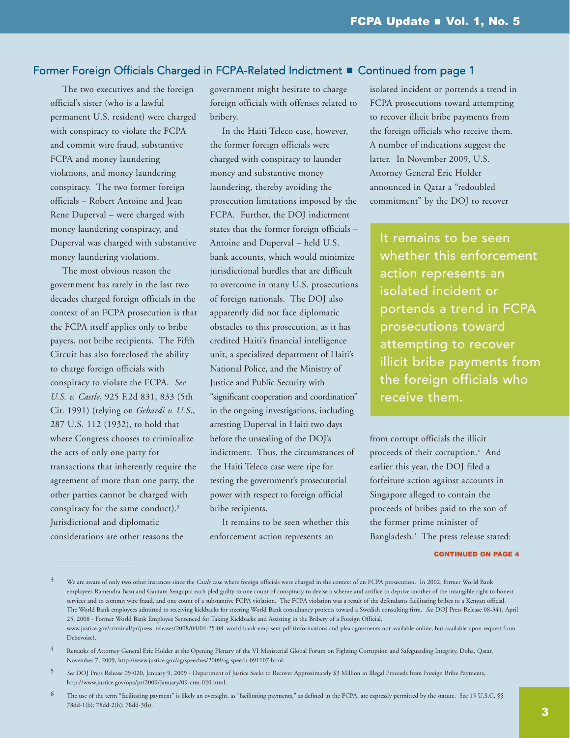## Former Foreign Officials Charged in FCPA-Related Indictment ■ Continued from page 1

The two executives and the foreign official's sister (who is a lawful permanent U.S. resident) were charged with conspiracy to violate the FCPA and commit wire fraud, substantive FCPA and money laundering violations, and money laundering conspiracy. The two former foreign officials – Robert Antoine and Jean Rene Duperval – were charged with money laundering conspiracy, and Duperval was charged with substantive money laundering violations.

The most obvious reason the government has rarely in the last two decades charged foreign officials in the context of an FCPA prosecution is that the FCPA itself applies only to bribe payers, not bribe recipients. The Fifth Circuit has also foreclosed the ability to charge foreign officials with conspiracy to violate the FCPA. *See U.S. v. Castle*, 925 F.2d 831, 833 (5th Cir. 1991) (relying on *Gebardi v. U.S.*, 287 U.S. 112 (1932), to hold that where Congress chooses to criminalize the acts of only one party for transactions that inherently require the agreement of more than one party, the other parties cannot be charged with conspiracy for the same conduct).[3] Jurisdictional and diplomatic considerations are other reasons the government might hesitate to charge foreign officials with offenses related to bribery.

In the Haiti Teleco case, however, the former foreign officials were charged with conspiracy to launder money and substantive money laundering, thereby avoiding the prosecution limitations imposed by the FCPA. Further, the DOJ indictment states that the former foreign officials – Antoine and Duperval – held U.S. bank accounts, which would minimize jurisdictional hurdles that are difficult to overcome in many U.S. prosecutions of foreign nationals. The DOJ also apparently did not face diplomatic obstacles to this prosecution, as it has credited Haiti's financial intelligence unit, a specialized department of Haiti's National Police, and the Ministry of Justice and Public Security with "significant cooperation and coordination" in the ongoing investigations, including arresting Duperval in Haiti two days before the unsealing of the DOJ's indictment. Thus, the circumstances of the Haiti Teleco case were ripe for testing the government's prosecutorial power with respect to foreign official bribe recipients.

It remains to be seen whether this enforcement action represents an isolated incident or portends a trend in FCPA prosecutions toward attempting to recover illicit bribe payments from the foreign officials who receive them. A number of indications suggest the latter. In November 2009, U.S. Attorney General Eric Holder announced in Qatar a "redoubled commitment" by the DOJ to recover from corrupt officials the illicit proceeds of their corruption.[4] And earlier this year, the DOJ filed a forfeiture action against accounts in Singapore alleged to contain the proceeds of bribes paid to the son of the former prime minister of Bangladesh.[5] The press release stated:

> It remains to be seen whether this enforcement action represents an isolated incident or portends a trend in FCPA prosecutions toward attempting to recover illicit bribe payments from the foreign officials who receive them.

**CONTINUED ON PAGE 4**

---

3 We are aware of only two other instances since the *Castle* case where foreign officials were charged in the context of an FCPA prosecution. In 2002, former World Bank employees Ramendra Basu and Gautam Sengupta each pled guilty to one count of conspiracy to devise a scheme and artifice to deprive another of the intangible right to honest services and to commit wire fraud, and one count of a substantive FCPA violation. The FCPA violation was a result of the defendants facilitating bribes to a Kenyan official. The World Bank employees admitted to receiving kickbacks for steering World Bank consultancy projects toward a Swedish consulting firm. *See* DOJ Press Release 08-341, April 25, 2008 - Former World Bank Employee Sentenced for Taking Kickbacks and Assisting in the Bribery of a Foreign Official, www.justice.gov/criminal/pr/press_releases/2008/04/04-25-08_world-bank-emp-sent.pdf (informations and plea agreements not available online, but available upon request from Debevoise).

4 Remarks of Attorney General Eric Holder at the Opening Plenary of the VI Ministerial Global Forum on Fighting Corruption and Safeguarding Integrity, Doha, Qatar, November 7, 2009, http://www.justice.gov/ag/speeches/2009/ag-speech-091107.html.

5 *See* DOJ Press Release 09-020, January 9, 2009 - Department of Justice Seeks to Recover Approximately $3 Million in Illegal Proceeds from Foreign Bribe Payments, http://www.justice.gov/opa/pr/2009/January/09-crm-020.html.

6 The use of the term "facilitating payment" is likely an oversight, as "facilitating payments," as defined in the FCPA, are expressly permitted by the statute. See 15 U.S.C. §§ 78dd-1(b); 78dd-2(b); 78dd-3(b).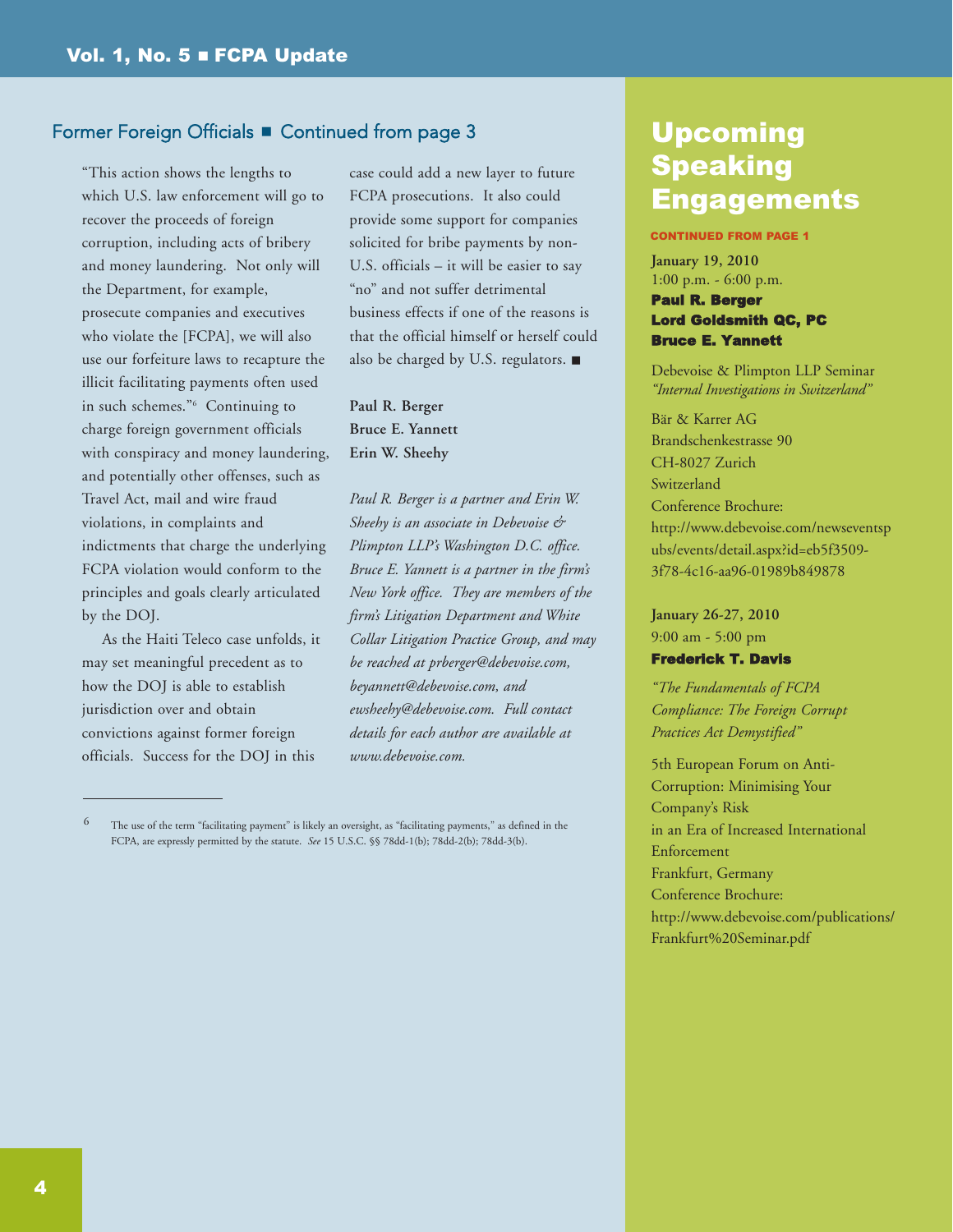## Former Foreign Officials ■ Continued from page 3

"This action shows the lengths to which U.S. law enforcement will go to recover the proceeds of foreign corruption, including acts of bribery and money laundering. Not only will the Department, for example, prosecute companies and executives who violate the [FCPA], we will also use our forfeiture laws to recapture the illicit facilitating payments often used in such schemes."[6] Continuing to charge foreign government officials with conspiracy and money laundering, and potentially other offenses, such as Travel Act, mail and wire fraud violations, in complaints and indictments that charge the underlying FCPA violation would conform to the principles and goals clearly articulated by the DOJ.

As the Haiti Teleco case unfolds, it may set meaningful precedent as to how the DOJ is able to establish jurisdiction over and obtain convictions against former foreign officials. Success for the DOJ in this case could add a new layer to future FCPA prosecutions. It also could provide some support for companies solicited for bribe payments by non-U.S. officials – it will be easier to say "no" and not suffer detrimental business effects if one of the reasons is that the official himself or herself could also be charged by U.S. regulators. ■

**Paul R. Berger**
**Bruce E. Yannett**
**Erin W. Sheehy**

*Paul R. Berger is a partner and Erin W. Sheehy is an associate in Debevoise & Plimpton LLP's Washington D.C. office. Bruce E. Yannett is a partner in the firm's New York office. They are members of the firm's Litigation Department and White Collar Litigation Practice Group, and may be reached at prberger@debevoise.com, beyannett@debevoise.com, and ewsheehy@debevoise.com. Full contact details for each author are available at www.debevoise.com.*

---

[6] The use of the term "facilitating payment" is likely an oversight, as "facilitating payments," as defined in the FCPA, are expressly permitted by the statute. *See* 15 U.S.C. §§ 78dd-1(b); 78dd-2(b); 78dd-3(b).

# Upcoming Speaking Engagements

**CONTINUED FROM PAGE 1**

**January 19, 2010**
1:00 p.m. - 6:00 p.m.
**Paul R. Berger**
**Lord Goldsmith QC, PC**
**Bruce E. Yannett**

Debevoise & Plimpton LLP Seminar
*"Internal Investigations in Switzerland"*

Bär & Karrer AG
Brandschenkestrasse 90
CH-8027 Zurich
Switzerland
Conference Brochure:
http://www.debevoise.com/newseventspubs/events/detail.aspx?id=eb5f3509-3f78-4c16-aa96-01989b849878

**January 26-27, 2010**
9:00 am - 5:00 pm
**Frederick T. Davis**

*"The Fundamentals of FCPA Compliance: The Foreign Corrupt Practices Act Demystified"*

5th European Forum on Anti-Corruption: Minimising Your Company's Risk in an Era of Increased International Enforcement
Frankfurt, Germany
Conference Brochure:
http://www.debevoise.com/publications/Frankfurt%20Seminar.pdf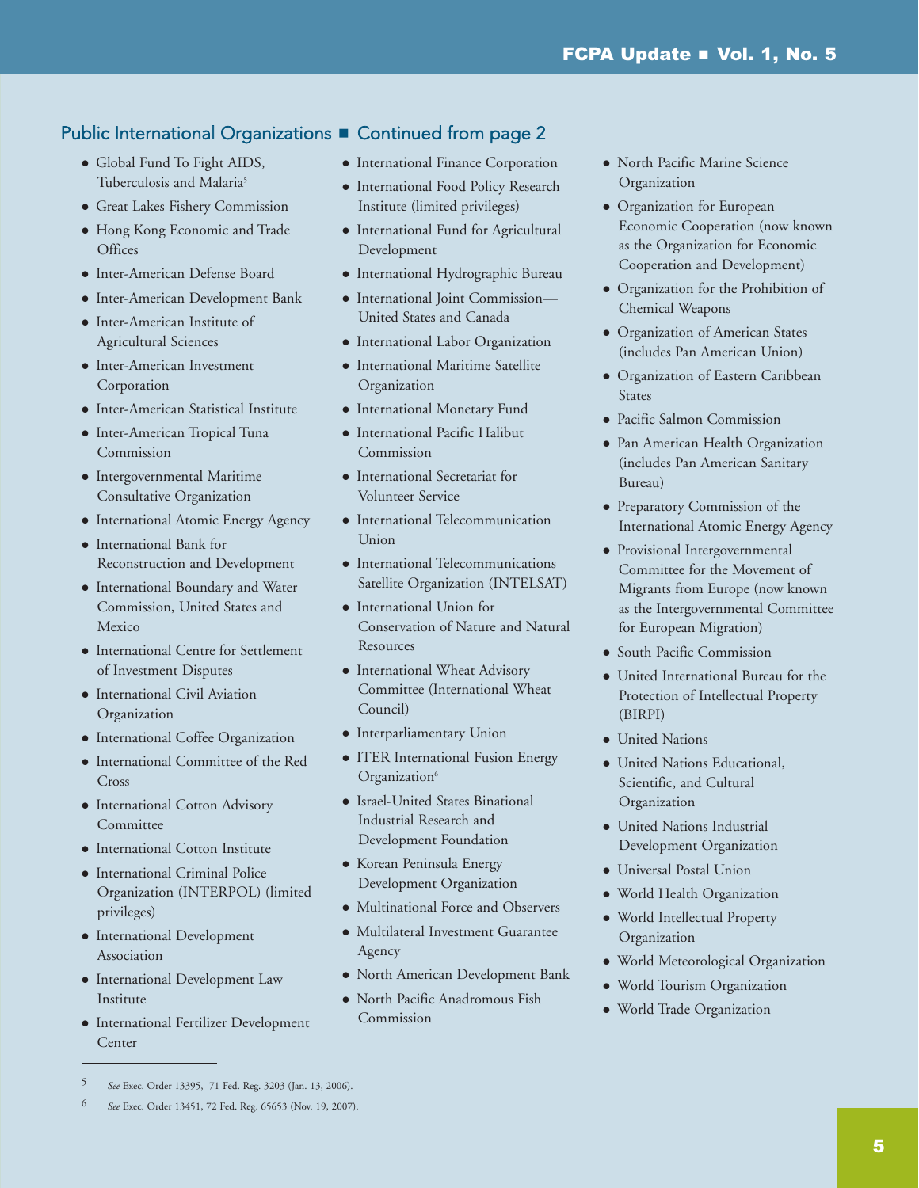## Public International Organizations ■ Continued from page 2

- Global Fund To Fight AIDS, Tuberculosis and Malaria[5]
- Great Lakes Fishery Commission
- Hong Kong Economic and Trade Offices
- Inter-American Defense Board
- Inter-American Development Bank
- Inter-American Institute of Agricultural Sciences
- Inter-American Investment Corporation
- Inter-American Statistical Institute
- Inter-American Tropical Tuna Commission
- Intergovernmental Maritime Consultative Organization
- International Atomic Energy Agency
- International Bank for Reconstruction and Development
- International Boundary and Water Commission, United States and Mexico
- International Centre for Settlement of Investment Disputes
- International Civil Aviation Organization
- International Coffee Organization
- International Committee of the Red Cross
- International Cotton Advisory Committee
- International Cotton Institute
- International Criminal Police Organization (INTERPOL) (limited privileges)
- International Development Association
- International Development Law Institute
- International Fertilizer Development Center
- International Finance Corporation
- International Food Policy Research Institute (limited privileges)
- International Fund for Agricultural Development
- International Hydrographic Bureau
- International Joint Commission—United States and Canada
- International Labor Organization
- International Maritime Satellite Organization
- International Monetary Fund
- International Pacific Halibut Commission
- International Secretariat for Volunteer Service
- International Telecommunication Union
- International Telecommunications Satellite Organization (INTELSAT)
- International Union for Conservation of Nature and Natural Resources
- International Wheat Advisory Committee (International Wheat Council)
- Interparliamentary Union
- ITER International Fusion Energy Organization[6]
- Israel-United States Binational Industrial Research and Development Foundation
- Korean Peninsula Energy Development Organization
- Multinational Force and Observers
- Multilateral Investment Guarantee Agency
- North American Development Bank
- North Pacific Anadromous Fish Commission
- North Pacific Marine Science Organization
- Organization for European Economic Cooperation (now known as the Organization for Economic Cooperation and Development)
- Organization for the Prohibition of Chemical Weapons
- Organization of American States (includes Pan American Union)
- Organization of Eastern Caribbean States
- Pacific Salmon Commission
- Pan American Health Organization (includes Pan American Sanitary Bureau)
- Preparatory Commission of the International Atomic Energy Agency
- Provisional Intergovernmental Committee for the Movement of Migrants from Europe (now known as the Intergovernmental Committee for European Migration)
- South Pacific Commission
- United International Bureau for the Protection of Intellectual Property (BIRPI)
- United Nations
- United Nations Educational, Scientific, and Cultural Organization
- United Nations Industrial Development Organization
- Universal Postal Union
- World Health Organization
- World Intellectual Property Organization
- World Meteorological Organization
- World Tourism Organization
- World Trade Organization

---

5 *See* Exec. Order 13395, 71 Fed. Reg. 3203 (Jan. 13, 2006).

6 *See* Exec. Order 13451, 72 Fed. Reg. 65653 (Nov. 19, 2007).